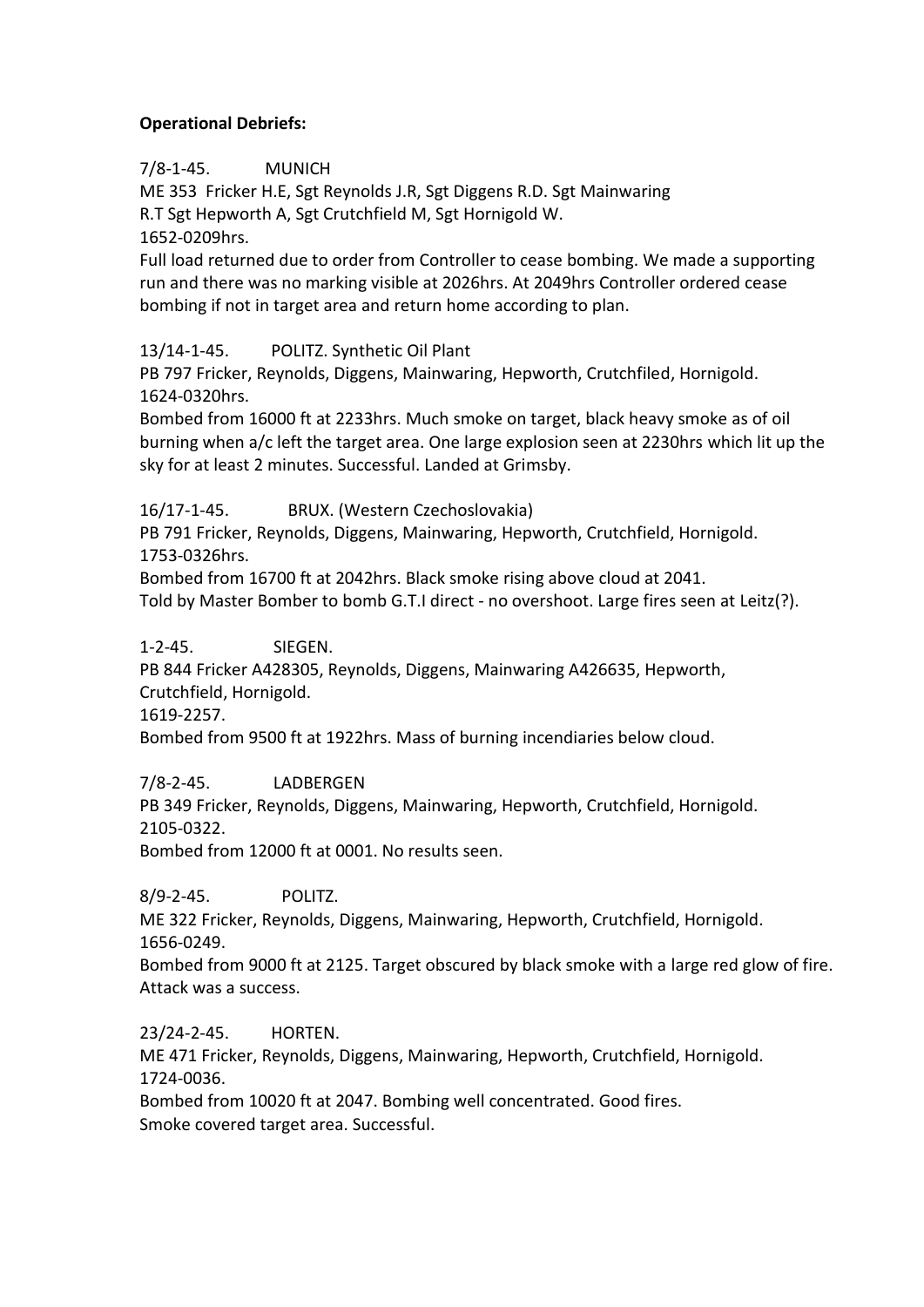**Operational Debriefs:**

7/8-1-45. MUNICH
ME 353 Fricker H.E, Sgt Reynolds J.R, Sgt Diggens R.D. Sgt Mainwaring
R.T Sgt Hepworth A, Sgt Crutchfield M, Sgt Hornigold W.
1652-0209hrs.
Full load returned due to order from Controller to cease bombing. We made a supporting run and there was no marking visible at 2026hrs. At 2049hrs Controller ordered cease bombing if not in target area and return home according to plan.

13/14-1-45. POLITZ. Synthetic Oil Plant
PB 797 Fricker, Reynolds, Diggens, Mainwaring, Hepworth, Crutchfiled, Hornigold.
1624-0320hrs.
Bombed from 16000 ft at 2233hrs. Much smoke on target, black heavy smoke as of oil burning when a/c left the target area. One large explosion seen at 2230hrs which lit up the sky for at least 2 minutes. Successful. Landed at Grimsby.

16/17-1-45. BRUX. (Western Czechoslovakia)
PB 791 Fricker, Reynolds, Diggens, Mainwaring, Hepworth, Crutchfield, Hornigold.
1753-0326hrs.
Bombed from 16700 ft at 2042hrs. Black smoke rising above cloud at 2041.
Told by Master Bomber to bomb G.T.I direct - no overshoot. Large fires seen at Leitz(?).

1-2-45. SIEGEN.
PB 844 Fricker A428305, Reynolds, Diggens, Mainwaring A426635, Hepworth, Crutchfield, Hornigold.
1619-2257.
Bombed from 9500 ft at 1922hrs. Mass of burning incendiaries below cloud.

7/8-2-45. LADBERGEN
PB 349 Fricker, Reynolds, Diggens, Mainwaring, Hepworth, Crutchfield, Hornigold.
2105-0322.
Bombed from 12000 ft at 0001. No results seen.

8/9-2-45. POLITZ.
ME 322 Fricker, Reynolds, Diggens, Mainwaring, Hepworth, Crutchfield, Hornigold.
1656-0249.
Bombed from 9000 ft at 2125. Target obscured by black smoke with a large red glow of fire. Attack was a success.

23/24-2-45. HORTEN.
ME 471 Fricker, Reynolds, Diggens, Mainwaring, Hepworth, Crutchfield, Hornigold.
1724-0036.
Bombed from 10020 ft at 2047. Bombing well concentrated. Good fires.
Smoke covered target area. Successful.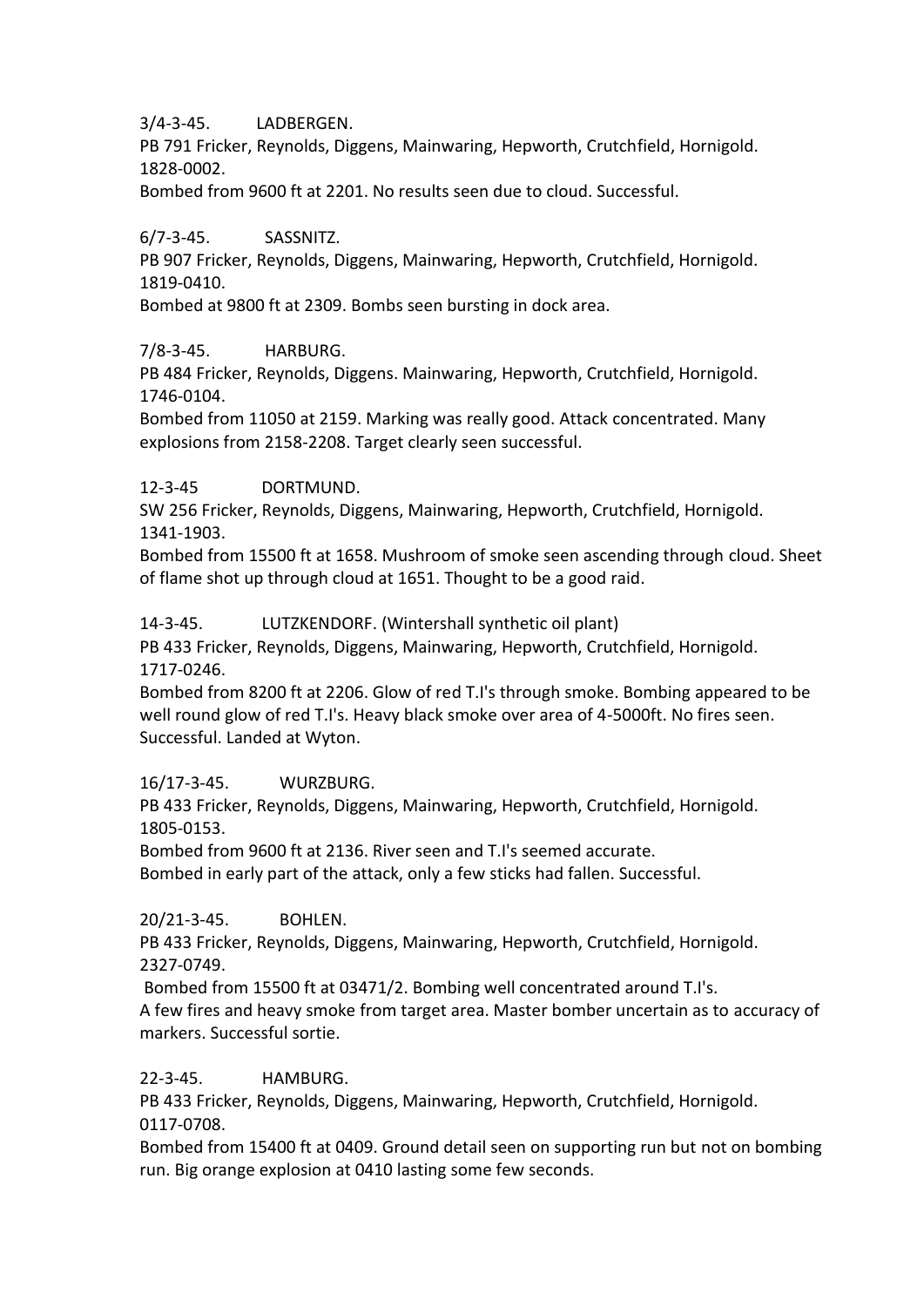3/4-3-45. LADBERGEN.
PB 791 Fricker, Reynolds, Diggens, Mainwaring, Hepworth, Crutchfield, Hornigold.
1828-0002.
Bombed from 9600 ft at 2201. No results seen due to cloud. Successful.

6/7-3-45. SASSNITZ.
PB 907 Fricker, Reynolds, Diggens, Mainwaring, Hepworth, Crutchfield, Hornigold.
1819-0410.
Bombed at 9800 ft at 2309. Bombs seen bursting in dock area.

7/8-3-45. HARBURG.
PB 484 Fricker, Reynolds, Diggens. Mainwaring, Hepworth, Crutchfield, Hornigold.
1746-0104.
Bombed from 11050 at 2159. Marking was really good. Attack concentrated. Many explosions from 2158-2208. Target clearly seen successful.

12-3-45 DORTMUND.
SW 256 Fricker, Reynolds, Diggens, Mainwaring, Hepworth, Crutchfield, Hornigold.
1341-1903.
Bombed from 15500 ft at 1658. Mushroom of smoke seen ascending through cloud. Sheet of flame shot up through cloud at 1651. Thought to be a good raid.

14-3-45. LUTZKENDORF. (Wintershall synthetic oil plant)
PB 433 Fricker, Reynolds, Diggens, Mainwaring, Hepworth, Crutchfield, Hornigold.
1717-0246.
Bombed from 8200 ft at 2206. Glow of red T.I's through smoke. Bombing appeared to be well round glow of red T.I's. Heavy black smoke over area of 4-5000ft. No fires seen. Successful. Landed at Wyton.

16/17-3-45. WURZBURG.
PB 433 Fricker, Reynolds, Diggens, Mainwaring, Hepworth, Crutchfield, Hornigold.
1805-0153.
Bombed from 9600 ft at 2136. River seen and T.I's seemed accurate.
Bombed in early part of the attack, only a few sticks had fallen. Successful.

20/21-3-45. BOHLEN.
PB 433 Fricker, Reynolds, Diggens, Mainwaring, Hepworth, Crutchfield, Hornigold.
2327-0749.
Bombed from 15500 ft at 03471/2. Bombing well concentrated around T.I's.
A few fires and heavy smoke from target area. Master bomber uncertain as to accuracy of markers. Successful sortie.

22-3-45. HAMBURG.
PB 433 Fricker, Reynolds, Diggens, Mainwaring, Hepworth, Crutchfield, Hornigold.
0117-0708.
Bombed from 15400 ft at 0409. Ground detail seen on supporting run but not on bombing run. Big orange explosion at 0410 lasting some few seconds.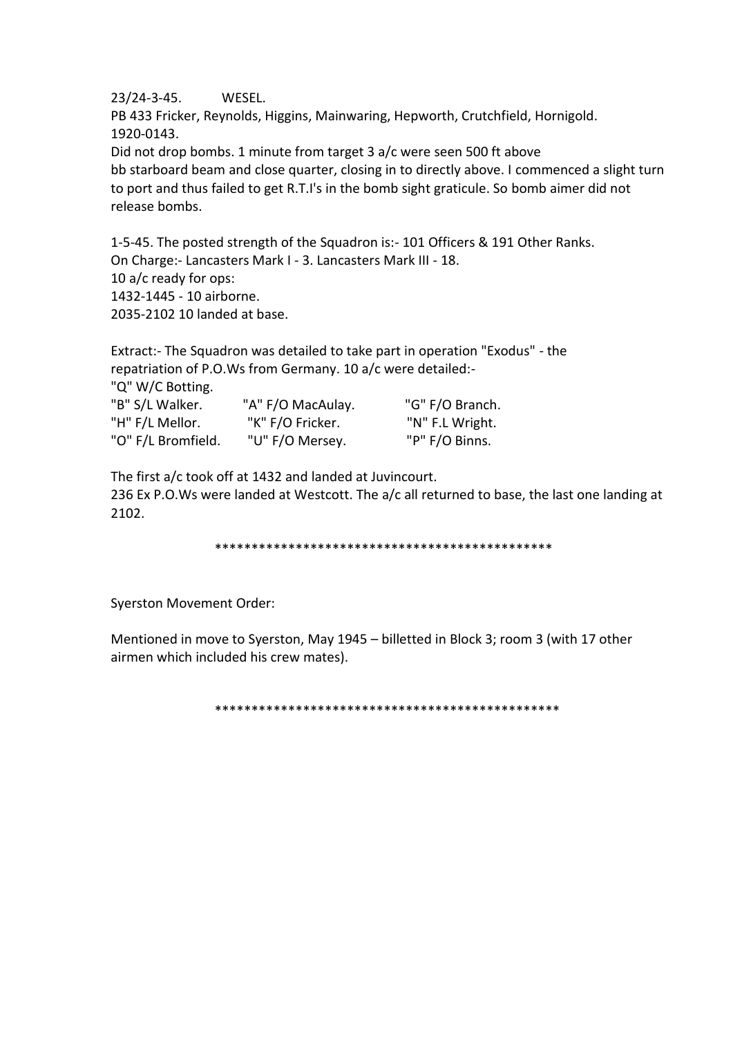23/24-3-45. WESEL.
PB 433 Fricker, Reynolds, Higgins, Mainwaring, Hepworth, Crutchfield, Hornigold.
1920-0143.
Did not drop bombs. 1 minute from target 3 a/c were seen 500 ft above
bb starboard beam and close quarter, closing in to directly above. I commenced a slight turn to port and thus failed to get R.T.I's in the bomb sight graticule. So bomb aimer did not release bombs.

1-5-45. The posted strength of the Squadron is:- 101 Officers & 191 Other Ranks.
On Charge:- Lancasters Mark I - 3. Lancasters Mark III - 18.
10 a/c ready for ops:
1432-1445 - 10 airborne.
2035-2102 10 landed at base.

Extract:- The Squadron was detailed to take part in operation "Exodus" - the repatriation of P.O.Ws from Germany. 10 a/c were detailed:-
"Q" W/C Botting.

| | | |
|---|---|---|
| "B" S/L Walker. | "A" F/O MacAulay. | "G" F/O Branch. |
| "H" F/L Mellor. | "K" F/O Fricker. | "N" F.L Wright. |
| "O" F/L Bromfield. | "U" F/O Mersey. | "P" F/O Binns. |

The first a/c took off at 1432 and landed at Juvincourt.
236 Ex P.O.Ws were landed at Westcott. The a/c all returned to base, the last one landing at 2102.

\*\*\*\*\*\*\*\*\*\*\*\*\*\*\*\*\*\*\*\*\*\*\*\*\*\*\*\*\*\*\*\*\*\*\*\*\*\*\*\*\*\*\*\*\*\*\*

Syerston Movement Order:

Mentioned in move to Syerston, May 1945 – billetted in Block 3; room 3 (with 17 other airmen which included his crew mates).

\*\*\*\*\*\*\*\*\*\*\*\*\*\*\*\*\*\*\*\*\*\*\*\*\*\*\*\*\*\*\*\*\*\*\*\*\*\*\*\*\*\*\*\*\*\*\*\*